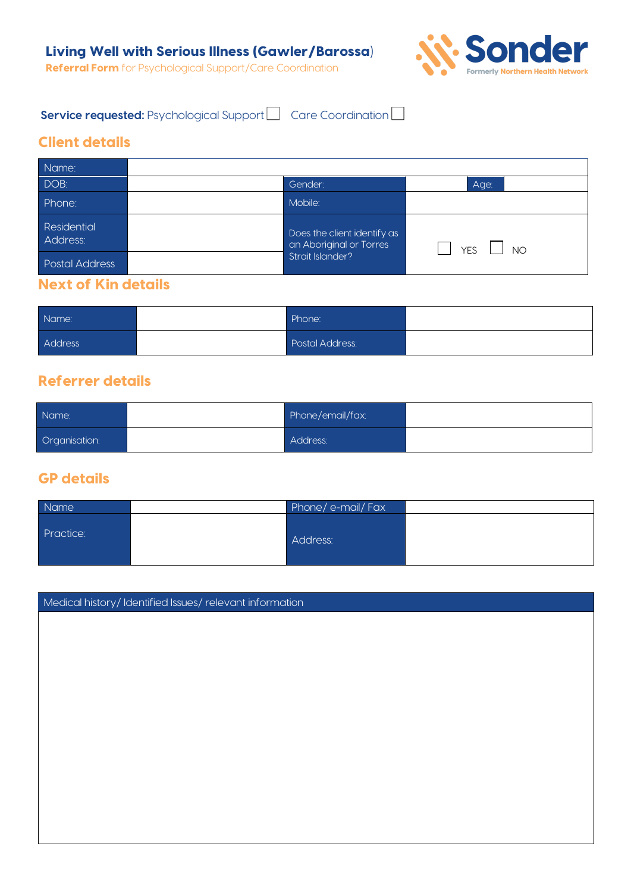# Living Well with Serious Illness (Gawler/Barossa)

**Referral Form** for Psychological Support/Care Coordination

Sonder
Formerly Northern Health Network

**Service requested:** Psychological Support ☐ Care Coordination ☐

## Client details

| Name: | | | | | |
|---|---|---|---|---|---|
| DOB: | | Gender: | | Age: | |
| Phone: | | Mobile: | | | |
| Residential Address: | | Does the client identify as an Aboriginal or Torres Strait Islander? | ☐ YES ☐ NO | | |
| Postal Address | | | | | |

## Next of Kin details

| Name: | | Phone: | |
|---|---|---|---|
| Address | | Postal Address: | |

## Referrer details

| Name: | | Phone/email/fax: | |
|---|---|---|---|
| Organisation: | | Address: | |

## GP details

| Name | | Phone/ e-mail/ Fax | |
|---|---|---|---|
| Practice: | | Address: | |

| Medical history/ Identified Issues/ relevant information |
|---|
| |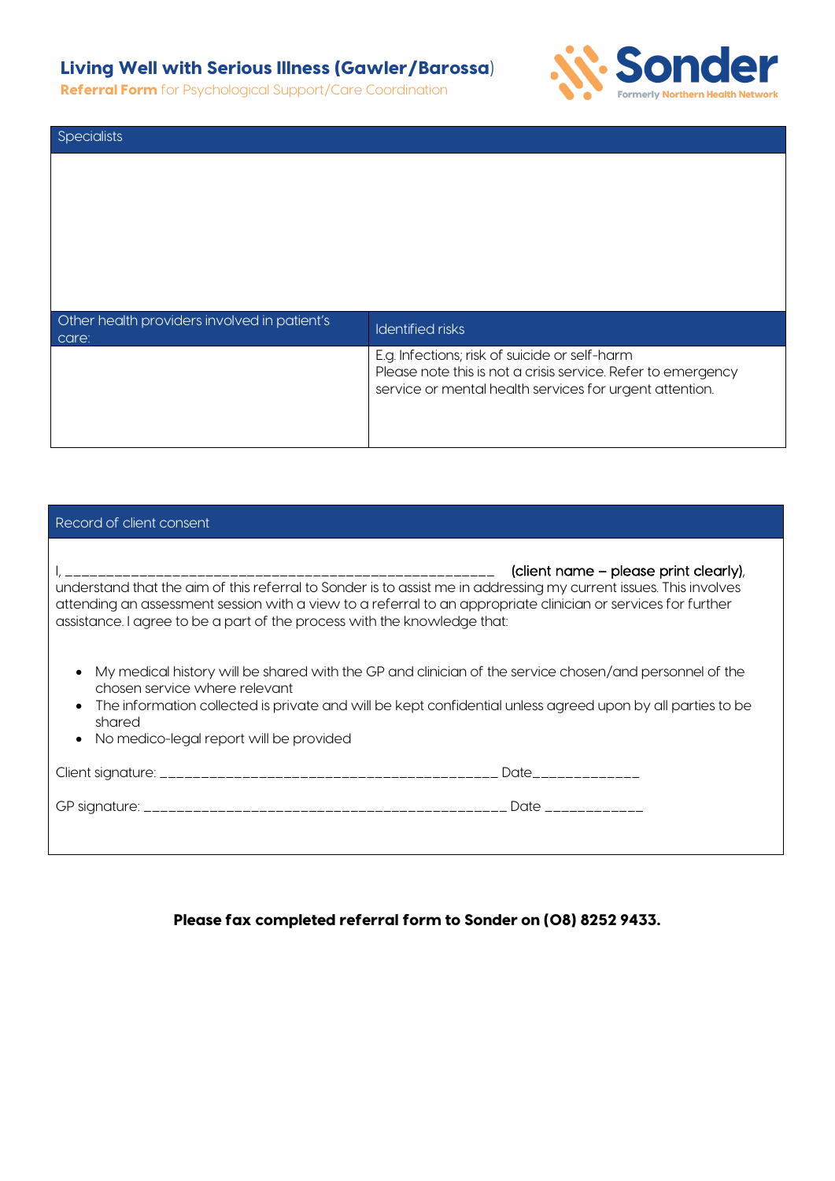## Living Well with Serious Illness (Gawler/Barossa)

**Referral Form** for Psychological Support/Care Coordination

Sonder
Formerly Northern Health Network

| Specialists | |
|---|---|
| | |
| **Other health providers involved in patient's care:** | **Identified risks** |
| | E.g. Infections; risk of suicide or self-harm<br>Please note this is not a crisis service. Refer to emergency service or mental health services for urgent attention. |

| Record of client consent |
|---|
| I, ___________________________________________________ (client name – please print clearly), understand that the aim of this referral to Sonder is to assist me in addressing my current issues. This involves attending an assessment session with a view to a referral to an appropriate clinician or services for further assistance. I agree to be a part of the process with the knowledge that:<br><br>• My medical history will be shared with the GP and clinician of the service chosen/and personnel of the chosen service where relevant<br>• The information collected is private and will be kept confidential unless agreed upon by all parties to be shared<br>• No medico-legal report will be provided<br><br>Client signature: ________________________________________ Date_____________<br><br>GP signature: ____________________________________________ Date ____________ |

**Please fax completed referral form to Sonder on (08) 8252 9433.**